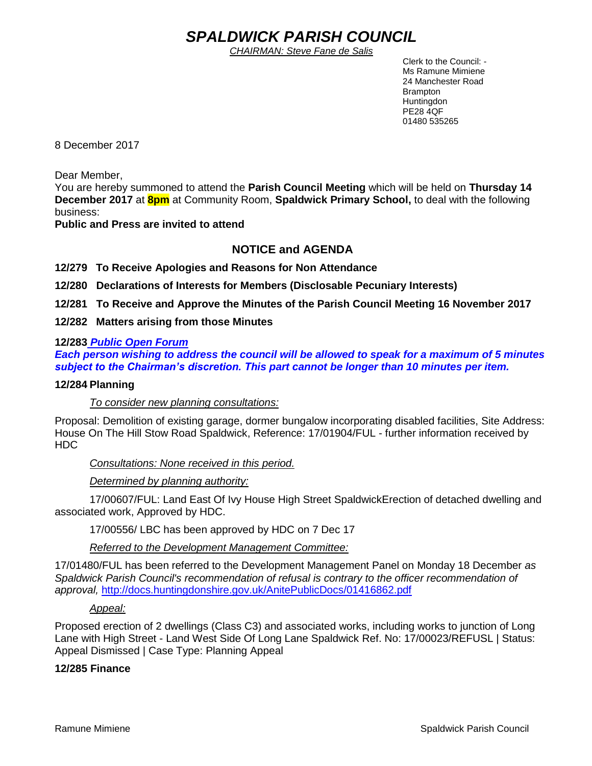# SPALDWICK PARISH COUNCIL

CHAIRMAN: Steve Fane de Salis

Clerk to the Council: -
Ms Ramune Mimiene
24 Manchester Road
Brampton
Huntingdon
PE28 4QF
01480 535265

8 December 2017

Dear Member,
You are hereby summoned to attend the **Parish Council Meeting** which will be held on **Thursday 14 December 2017** at **8pm** at Community Room, **Spaldwick Primary School,** to deal with the following business:
**Public and Press are invited to attend**

## NOTICE and AGENDA

**12/279 To Receive Apologies and Reasons for Non Attendance**

**12/280 Declarations of Interests for Members (Disclosable Pecuniary Interests)**

**12/281 To Receive and Approve the Minutes of the Parish Council Meeting 16 November 2017**

**12/282 Matters arising from those Minutes**

**12/283** ***Public Open Forum***
***Each person wishing to address the council will be allowed to speak for a maximum of 5 minutes subject to the Chairman's discretion. This part cannot be longer than 10 minutes per item.***

**12/284 Planning**

*To consider new planning consultations:*

Proposal: Demolition of existing garage, dormer bungalow incorporating disabled facilities, Site Address: House On The Hill Stow Road Spaldwick, Reference: 17/01904/FUL - further information received by HDC

*Consultations: None received in this period.*

*Determined by planning authority:*

17/00607/FUL: Land East Of Ivy House High Street SpaldwickErection of detached dwelling and associated work, Approved by HDC.

17/00556/ LBC has been approved by HDC on 7 Dec 17

*Referred to the Development Management Committee:*

17/01480/FUL has been referred to the Development Management Panel on Monday 18 December *as Spaldwick Parish Council's recommendation of refusal is contrary to the officer recommendation of approval,* http://docs.huntingdonshire.gov.uk/AnitePublicDocs/01416862.pdf

*Appeal:*

Proposed erection of 2 dwellings (Class C3) and associated works, including works to junction of Long Lane with High Street - Land West Side Of Long Lane Spaldwick Ref. No: 17/00023/REFUSL | Status: Appeal Dismissed | Case Type: Planning Appeal

**12/285 Finance**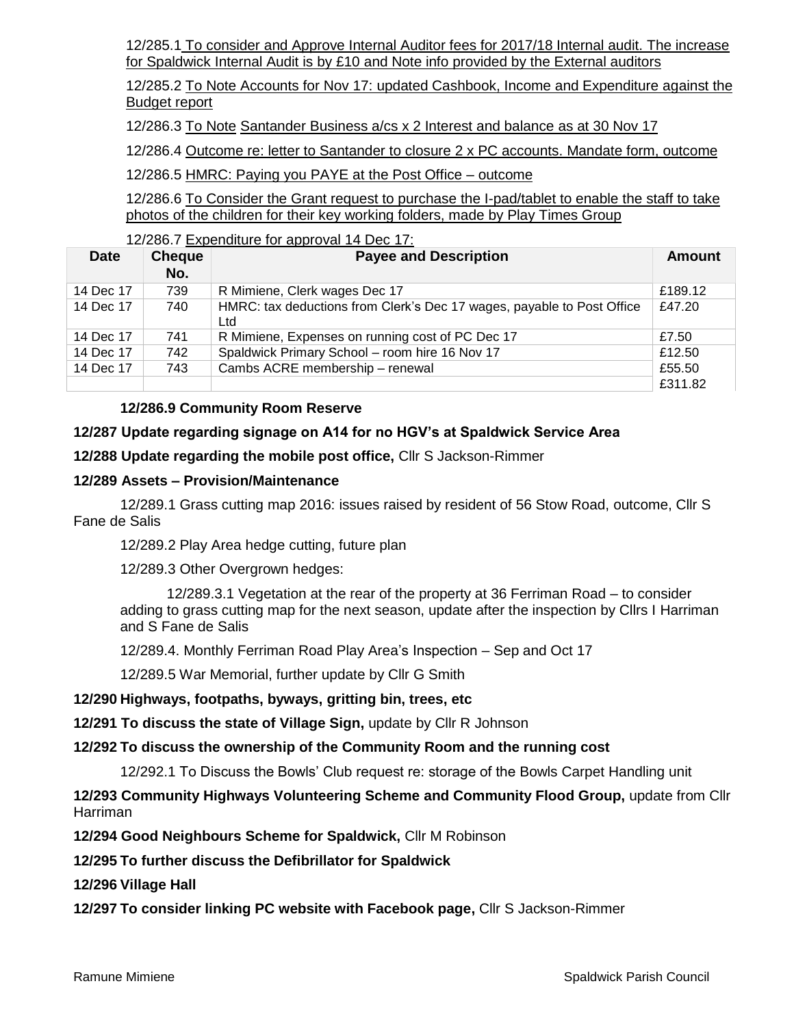12/285.1 To consider and Approve Internal Auditor fees for 2017/18 Internal audit. The increase for Spaldwick Internal Audit is by £10 and Note info provided by the External auditors

12/285.2 To Note Accounts for Nov 17: updated Cashbook, Income and Expenditure against the Budget report

12/286.3 To Note Santander Business a/cs x 2 Interest and balance as at 30 Nov 17

12/286.4 Outcome re: letter to Santander to closure 2 x PC accounts. Mandate form, outcome

12/286.5 HMRC: Paying you PAYE at the Post Office – outcome

12/286.6 To Consider the Grant request to purchase the I-pad/tablet to enable the staff to take photos of the children for their key working folders, made by Play Times Group

12/286.7 Expenditure for approval 14 Dec 17:

| Date | Cheque No. | Payee and Description | Amount |
|---|---|---|---|
| 14 Dec 17 | 739 | R Mimiene, Clerk wages Dec 17 | £189.12 |
| 14 Dec 17 | 740 | HMRC: tax deductions from Clerk's Dec 17 wages, payable to Post Office Ltd | £47.20 |
| 14 Dec 17 | 741 | R Mimiene, Expenses on running cost of PC Dec 17 | £7.50 |
| 14 Dec 17 | 742 | Spaldwick Primary School – room hire 16 Nov 17 | £12.50 |
| 14 Dec 17 | 743 | Cambs ACRE membership – renewal | £55.50 |
| | | | £311.82 |

**12/286.9 Community Room Reserve**

**12/287 Update regarding signage on A14 for no HGV's at Spaldwick Service Area**

**12/288 Update regarding the mobile post office,** Cllr S Jackson-Rimmer

**12/289 Assets – Provision/Maintenance**

12/289.1 Grass cutting map 2016: issues raised by resident of 56 Stow Road, outcome, Cllr S Fane de Salis

12/289.2 Play Area hedge cutting, future plan

12/289.3 Other Overgrown hedges:

12/289.3.1 Vegetation at the rear of the property at 36 Ferriman Road – to consider adding to grass cutting map for the next season, update after the inspection by Cllrs I Harriman and S Fane de Salis

12/289.4. Monthly Ferriman Road Play Area's Inspection – Sep and Oct 17

12/289.5 War Memorial, further update by Cllr G Smith

**12/290 Highways, footpaths, byways, gritting bin, trees, etc**

**12/291 To discuss the state of Village Sign,** update by Cllr R Johnson

**12/292 To discuss the ownership of the Community Room and the running cost**

12/292.1 To Discuss the Bowls' Club request re: storage of the Bowls Carpet Handling unit

**12/293 Community Highways Volunteering Scheme and Community Flood Group,** update from Cllr Harriman

**12/294 Good Neighbours Scheme for Spaldwick,** Cllr M Robinson

**12/295 To further discuss the Defibrillator for Spaldwick**

**12/296 Village Hall**

**12/297 To consider linking PC website with Facebook page,** Cllr S Jackson-Rimmer

Ramune Mimiene Spaldwick Parish Council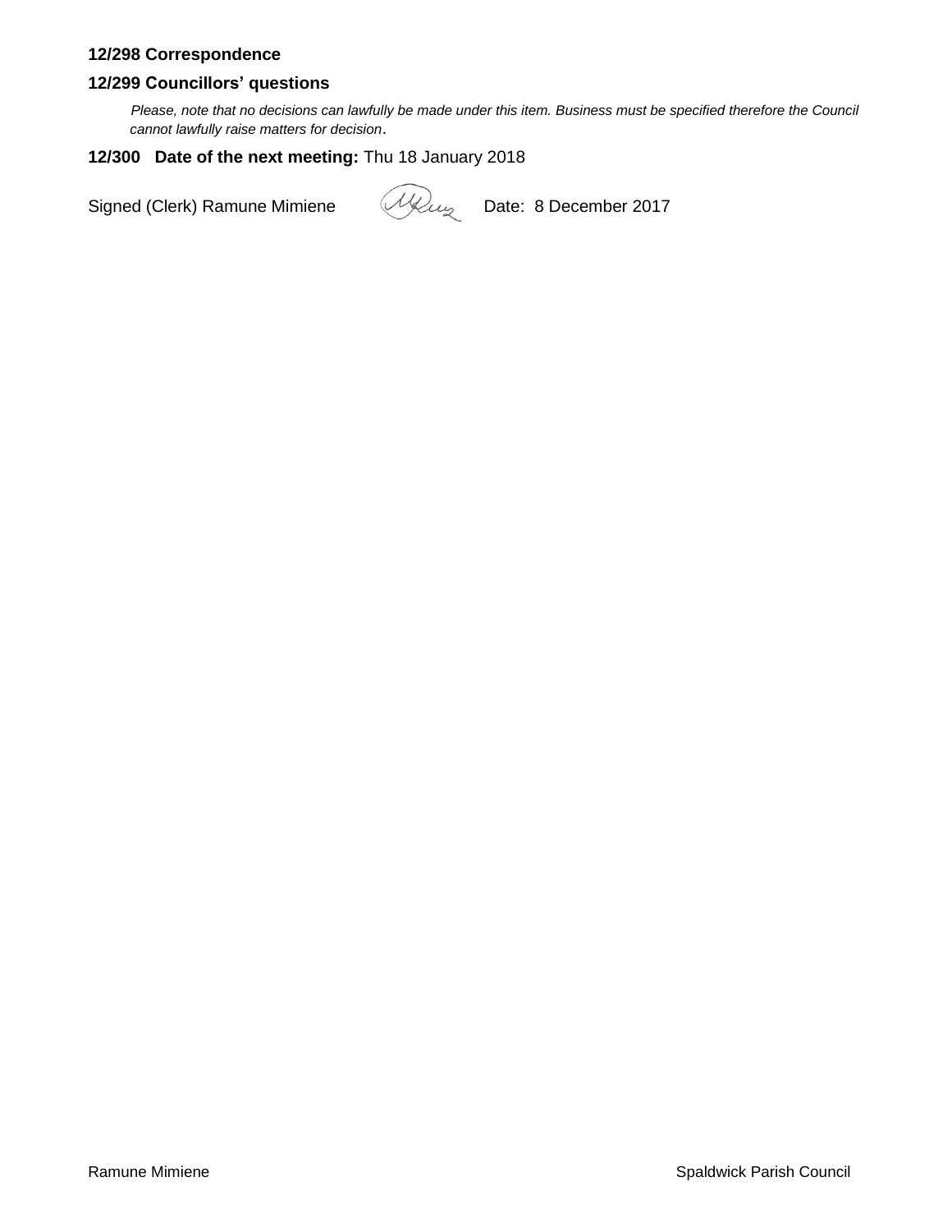**12/298 Correspondence**

**12/299 Councillors' questions**

*Please, note that no decisions can lawfully be made under this item. Business must be specified therefore the Council cannot lawfully raise matters for decision*.

**12/300 Date of the next meeting:** Thu 18 January 2018

Signed (Clerk) Ramune Mimiene Date: 8 December 2017